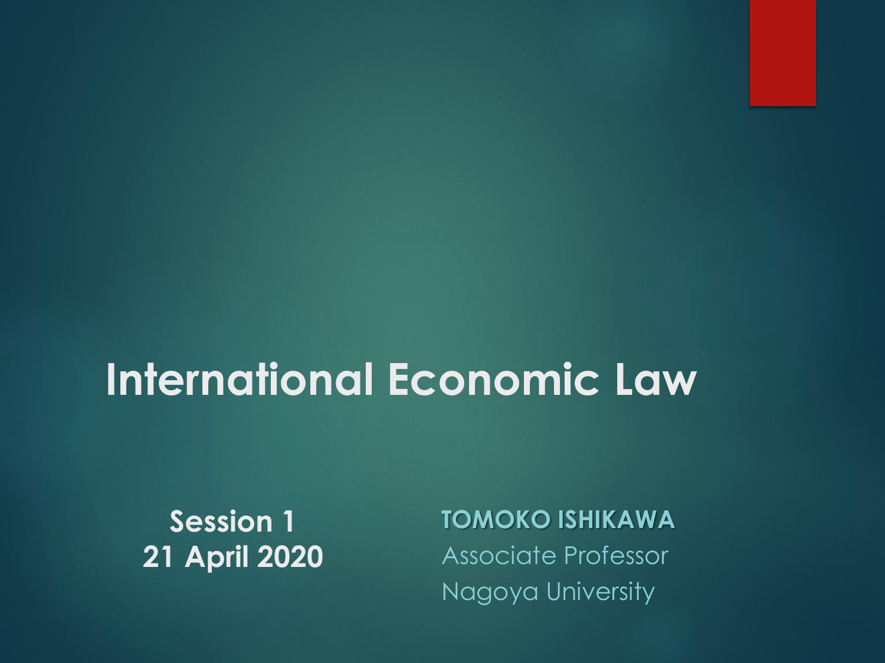# International Economic Law

**Session 1**
**21 April 2020**

**TOMOKO ISHIKAWA**
Associate Professor
Nagoya University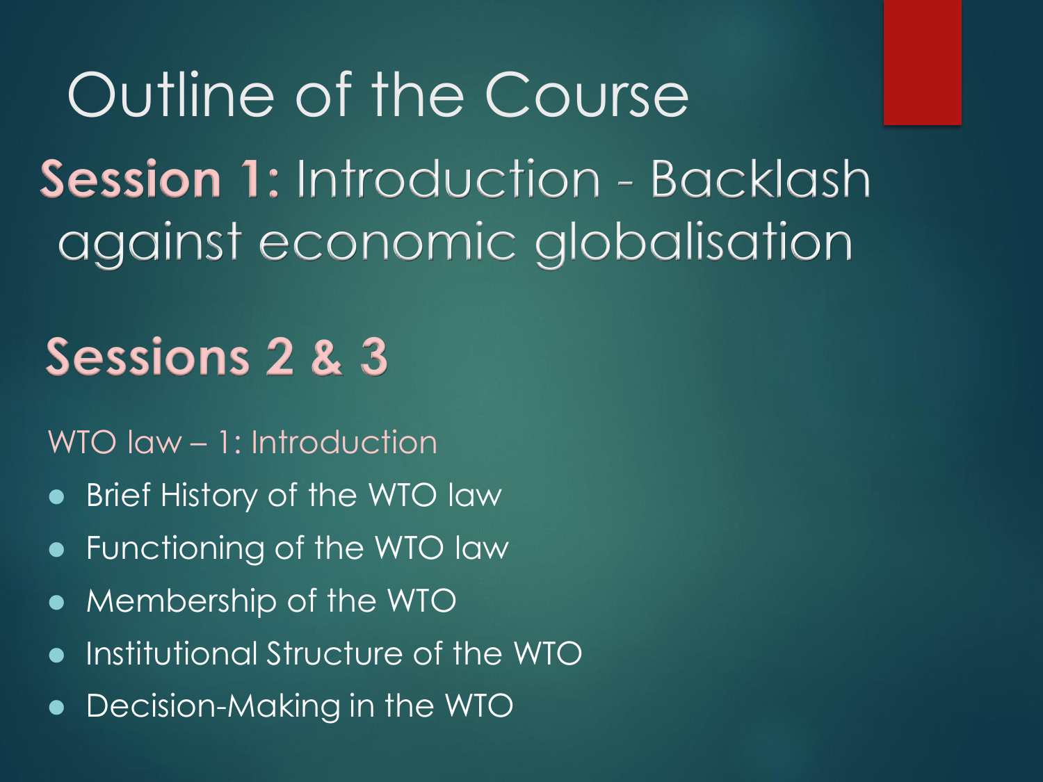# Outline of the Course

## **Session 1:** Introduction - Backlash against economic globalisation

## **Sessions 2 & 3**

WTO law – 1: Introduction

- Brief History of the WTO law
- Functioning of the WTO law
- Membership of the WTO
- Institutional Structure of the WTO
- Decision-Making in the WTO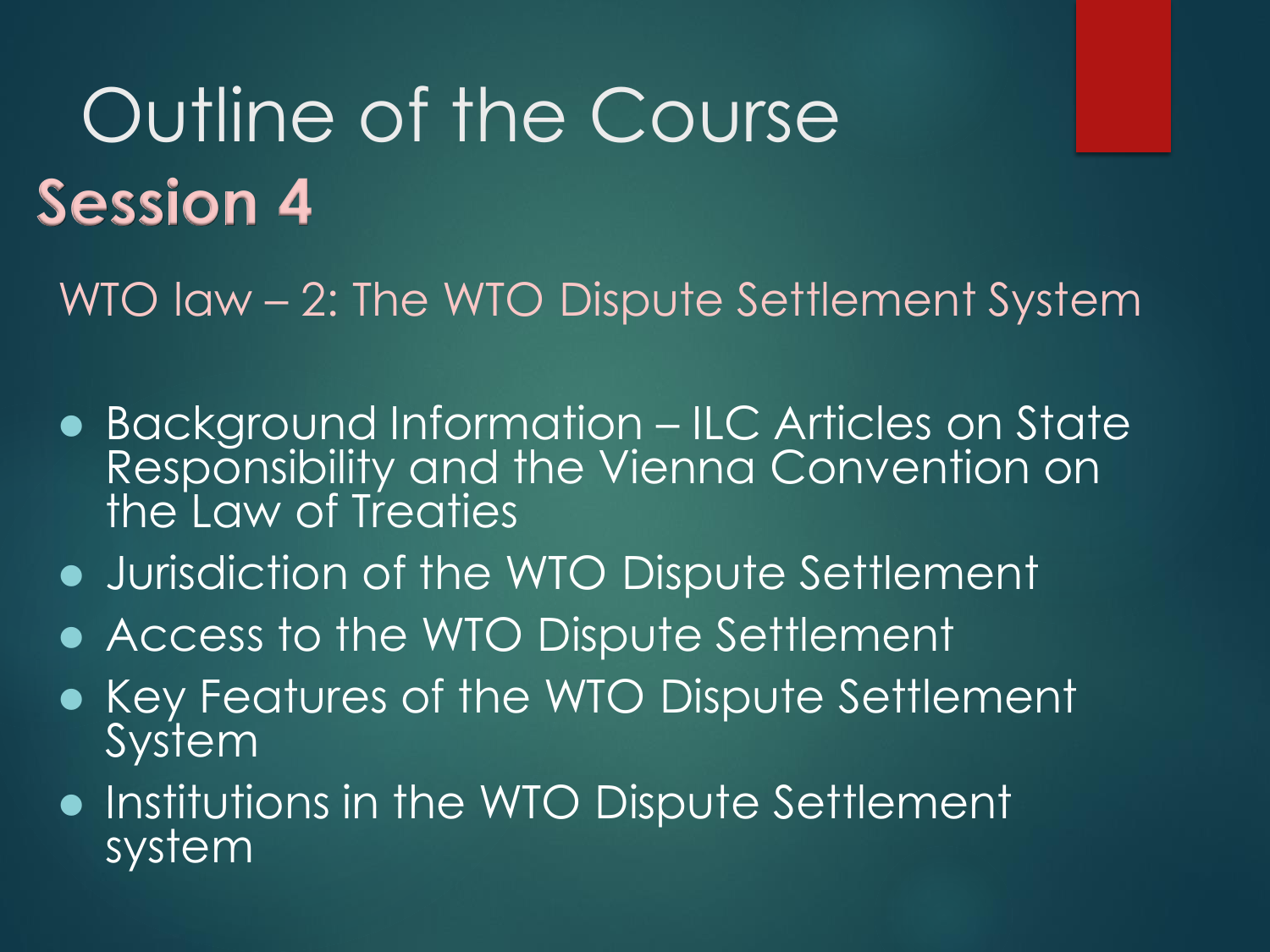# Outline of the Course

## Session 4

WTO law – 2: The WTO Dispute Settlement System

- Background Information – ILC Articles on State Responsibility and the Vienna Convention on the Law of Treaties
- Jurisdiction of the WTO Dispute Settlement
- Access to the WTO Dispute Settlement
- Key Features of the WTO Dispute Settlement System
- Institutions in the WTO Dispute Settlement system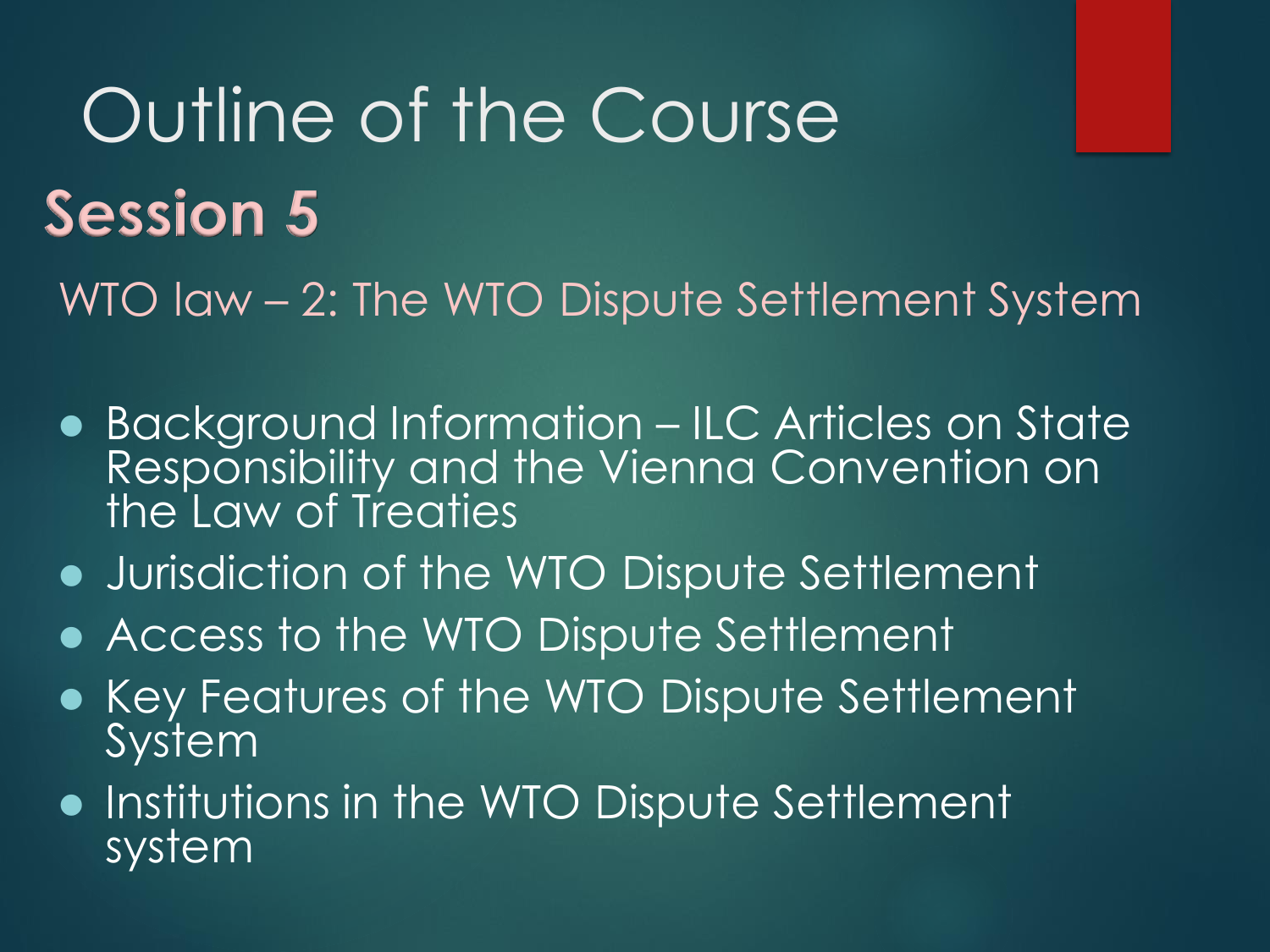# Outline of the Course

## Session 5

WTO law – 2: The WTO Dispute Settlement System

- Background Information – ILC Articles on State Responsibility and the Vienna Convention on the Law of Treaties
- Jurisdiction of the WTO Dispute Settlement
- Access to the WTO Dispute Settlement
- Key Features of the WTO Dispute Settlement System
- Institutions in the WTO Dispute Settlement system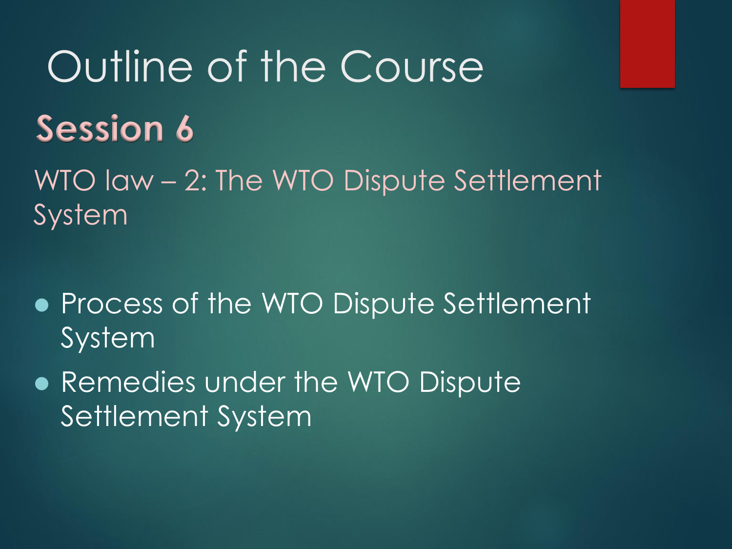# Outline of the Course

## Session 6

WTO law – 2: The WTO Dispute Settlement System

- Process of the WTO Dispute Settlement System
- Remedies under the WTO Dispute Settlement System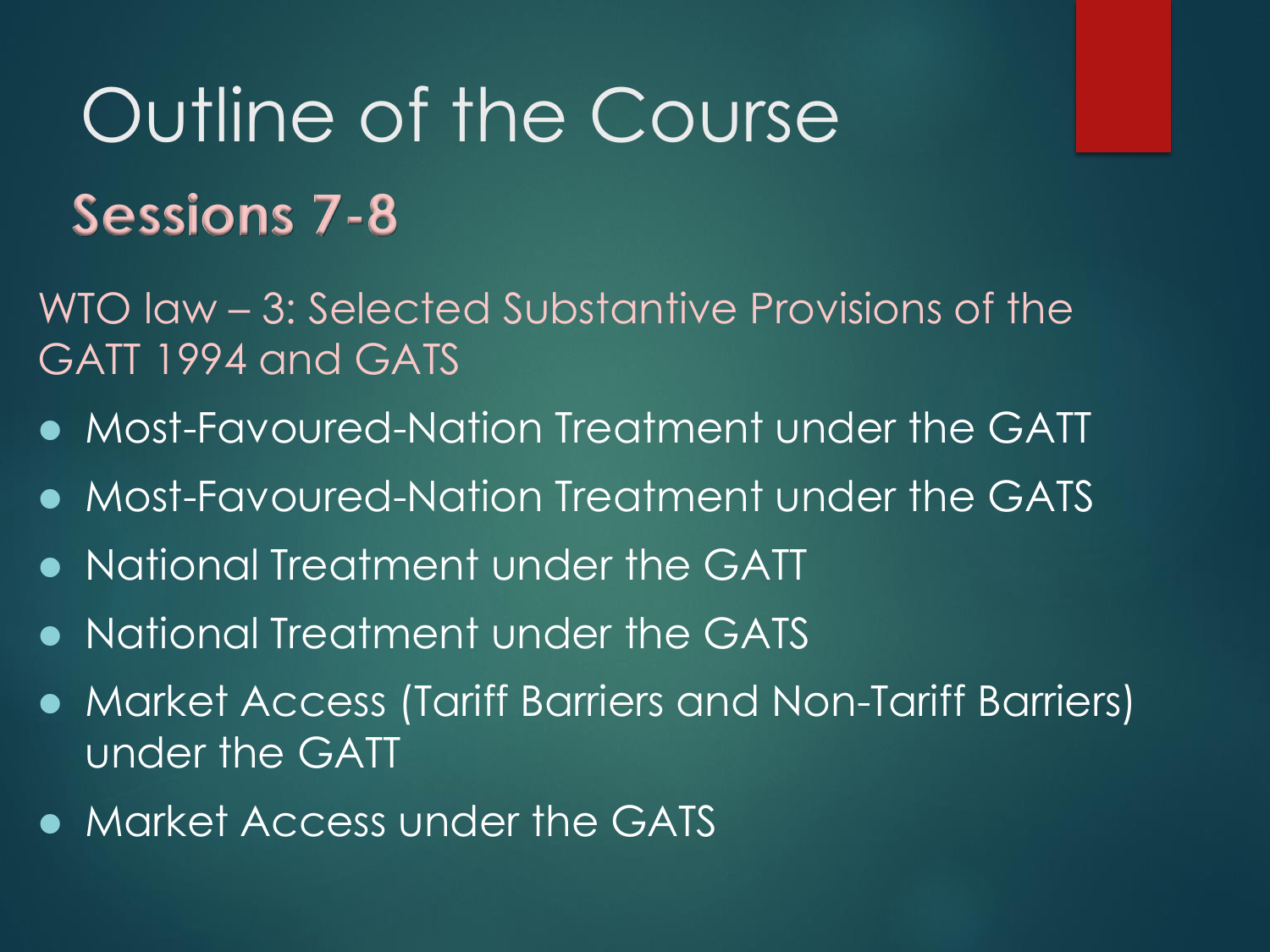# Outline of the Course

## Sessions 7-8

WTO law – 3: Selected Substantive Provisions of the GATT 1994 and GATS

- Most-Favoured-Nation Treatment under the GATT
- Most-Favoured-Nation Treatment under the GATS
- National Treatment under the GATT
- National Treatment under the GATS
- Market Access (Tariff Barriers and Non-Tariff Barriers) under the GATT
- Market Access under the GATS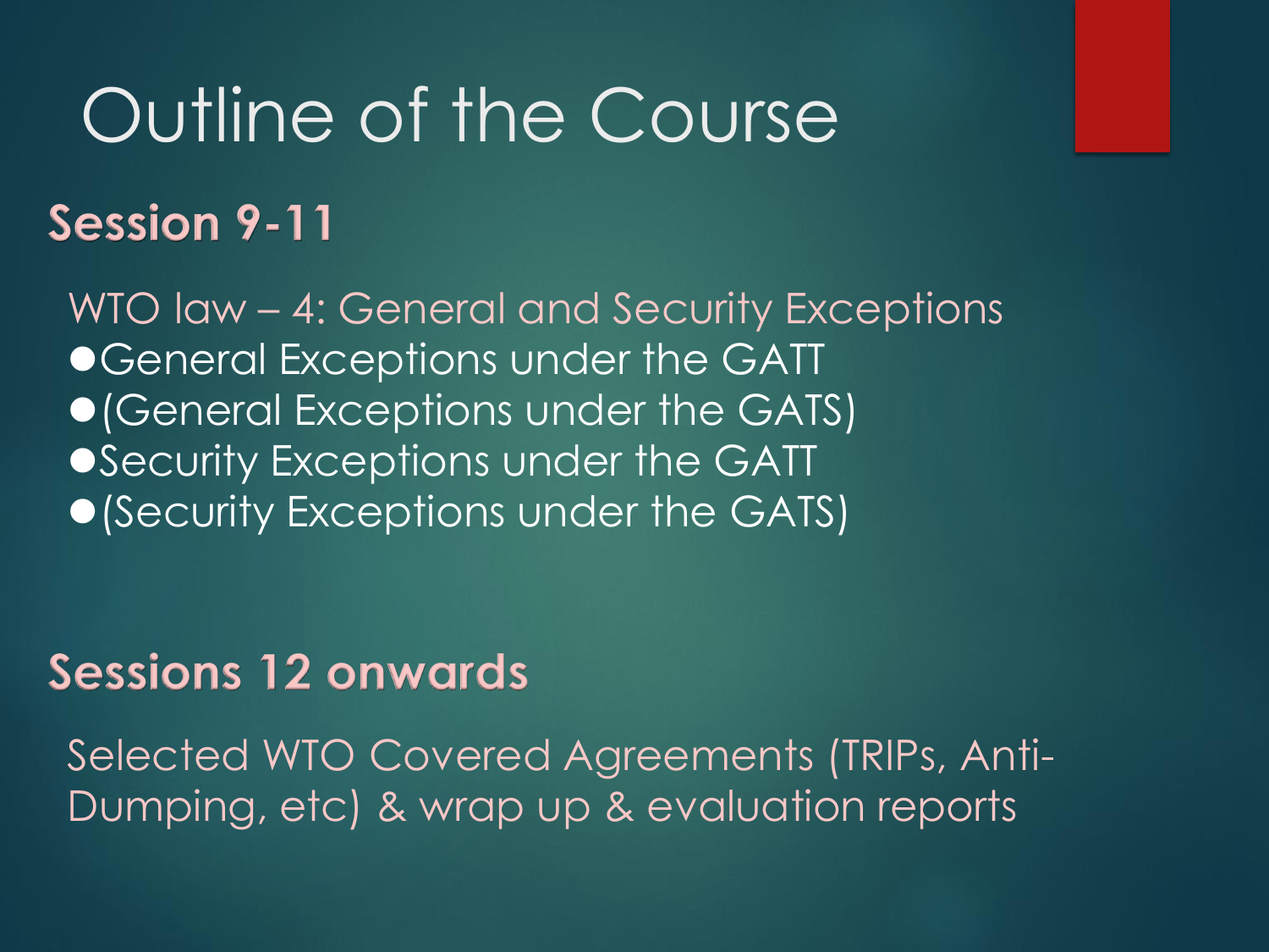# Outline of the Course

## Session 9-11

WTO law – 4: General and Security Exceptions

- General Exceptions under the GATT
- (General Exceptions under the GATS)
- Security Exceptions under the GATT
- (Security Exceptions under the GATS)

## Sessions 12 onwards

Selected WTO Covered Agreements (TRIPs, Anti-Dumping, etc) & wrap up & evaluation reports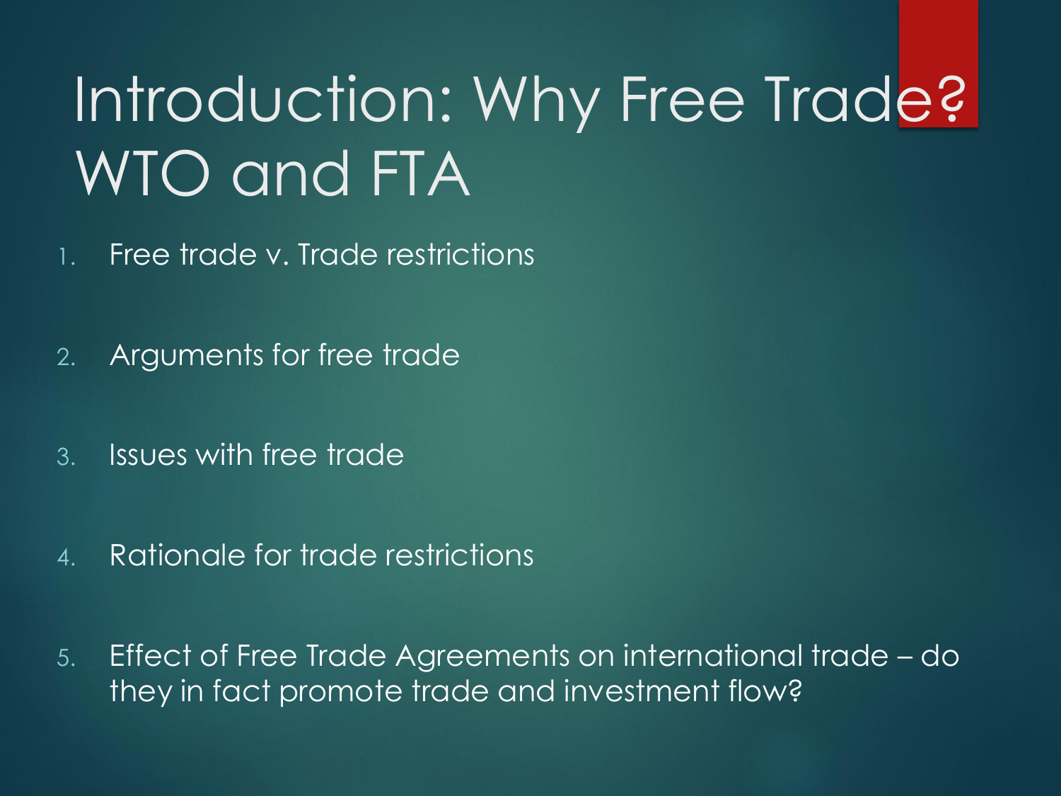# Introduction: Why Free Trade? WTO and FTA

1. Free trade v. Trade restrictions
2. Arguments for free trade
3. Issues with free trade
4. Rationale for trade restrictions
5. Effect of Free Trade Agreements on international trade – do they in fact promote trade and investment flow?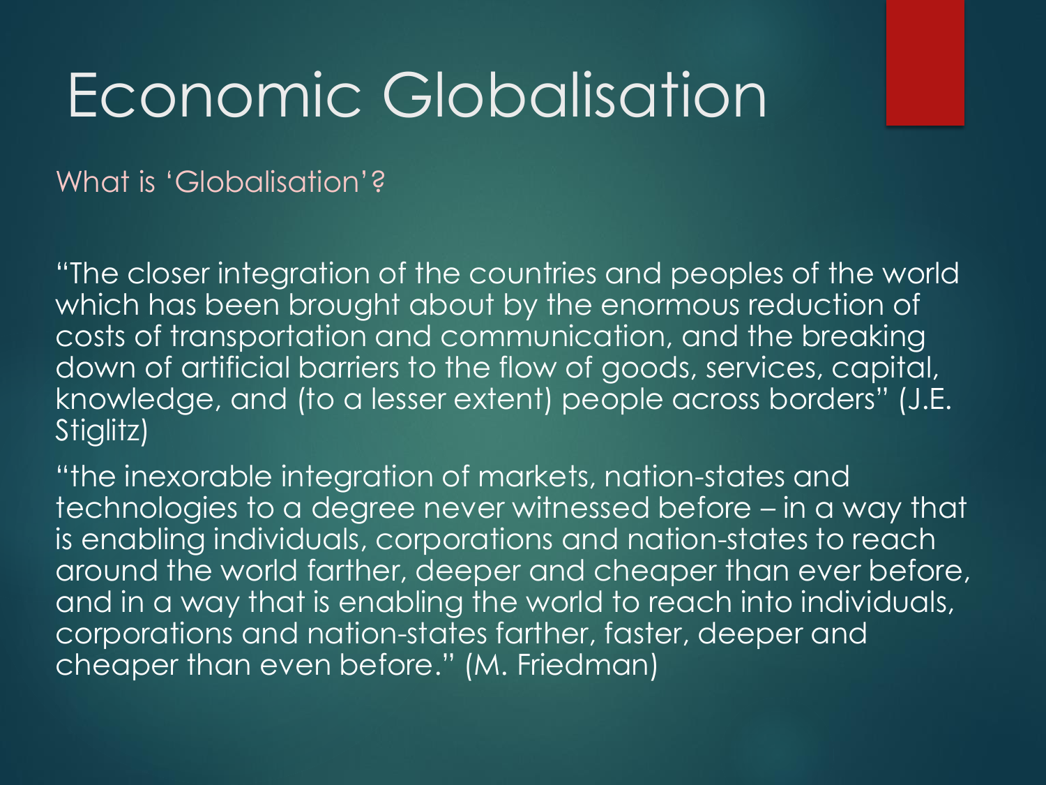# Economic Globalisation

What is 'Globalisation'?

"The closer integration of the countries and peoples of the world which has been brought about by the enormous reduction of costs of transportation and communication, and the breaking down of artificial barriers to the flow of goods, services, capital, knowledge, and (to a lesser extent) people across borders" (J.E. Stiglitz)

"the inexorable integration of markets, nation-states and technologies to a degree never witnessed before – in a way that is enabling individuals, corporations and nation-states to reach around the world farther, deeper and cheaper than ever before, and in a way that is enabling the world to reach into individuals, corporations and nation-states farther, faster, deeper and cheaper than even before." (M. Friedman)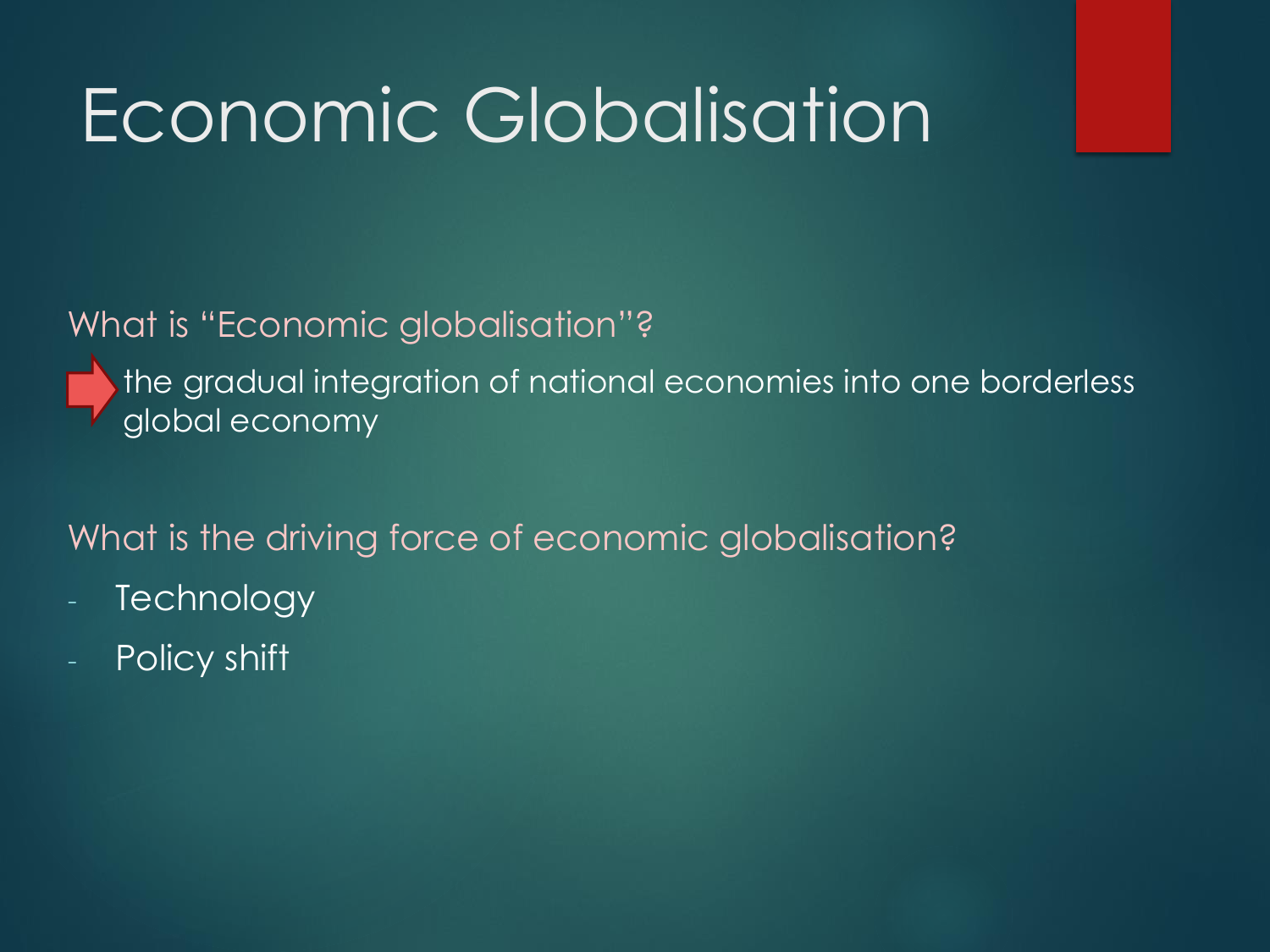# Economic Globalisation

What is "Economic globalisation"?

➡ the gradual integration of national economies into one borderless global economy

What is the driving force of economic globalisation?

- Technology
- Policy shift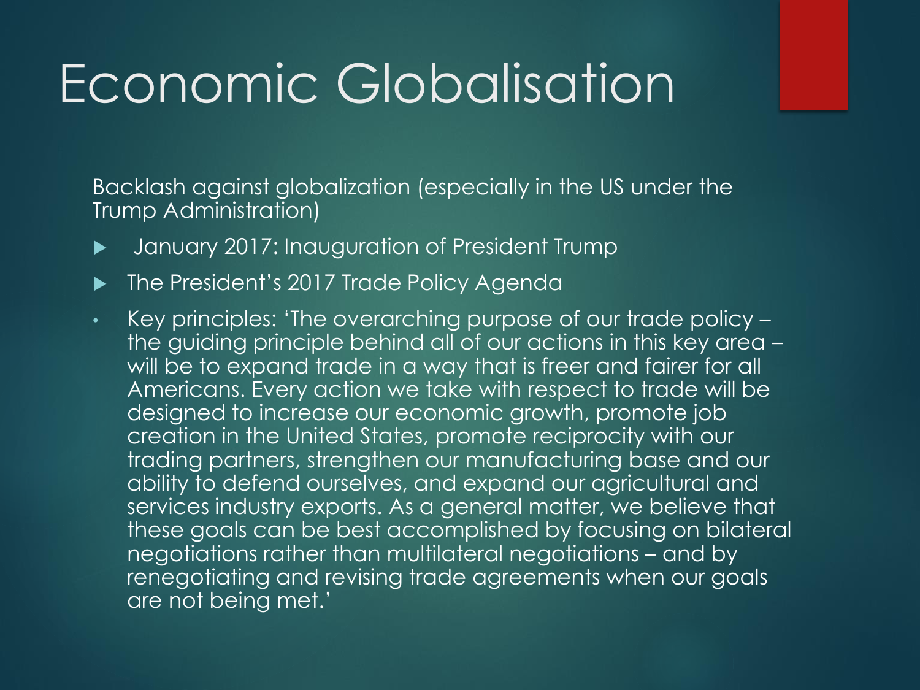# Economic Globalisation

Backlash against globalization (especially in the US under the Trump Administration)

- January 2017: Inauguration of President Trump
- The President's 2017 Trade Policy Agenda
- Key principles: 'The overarching purpose of our trade policy – the guiding principle behind all of our actions in this key area – will be to expand trade in a way that is freer and fairer for all Americans. Every action we take with respect to trade will be designed to increase our economic growth, promote job creation in the United States, promote reciprocity with our trading partners, strengthen our manufacturing base and our ability to defend ourselves, and expand our agricultural and services industry exports. As a general matter, we believe that these goals can be best accomplished by focusing on bilateral negotiations rather than multilateral negotiations – and by renegotiating and revising trade agreements when our goals are not being met.'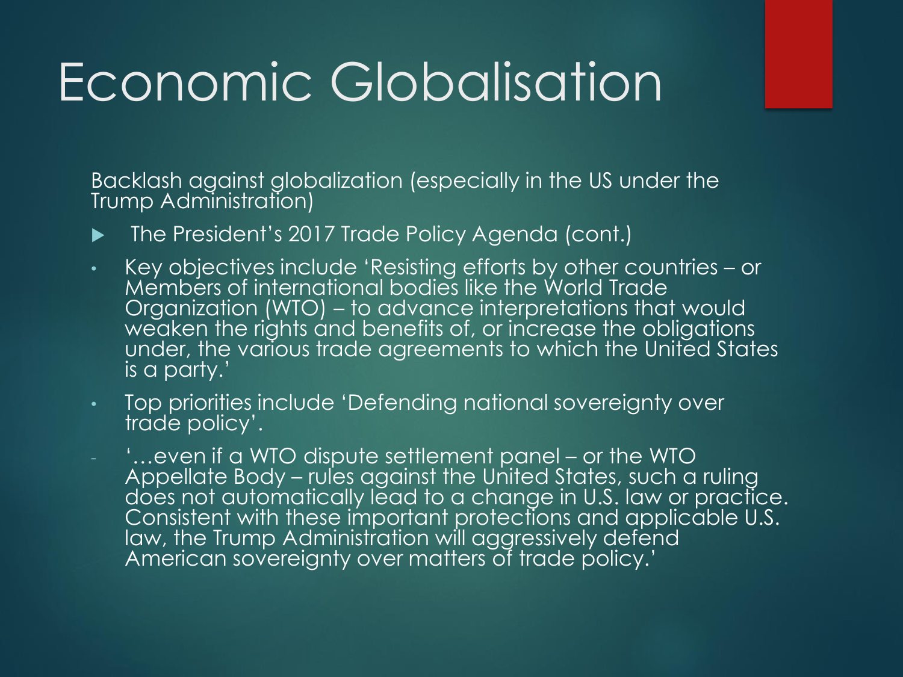# Economic Globalisation

Backlash against globalization (especially in the US under the Trump Administration)

- The President's 2017 Trade Policy Agenda (cont.)
  - Key objectives include 'Resisting efforts by other countries – or Members of international bodies like the World Trade Organization (WTO) – to advance interpretations that would weaken the rights and benefits of, or increase the obligations under, the various trade agreements to which the United States is a party.'
  - Top priorities include 'Defending national sovereignty over trade policy'.
    - '…even if a WTO dispute settlement panel – or the WTO Appellate Body – rules against the United States, such a ruling does not automatically lead to a change in U.S. law or practice. Consistent with these important protections and applicable U.S. law, the Trump Administration will aggressively defend American sovereignty over matters of trade policy.'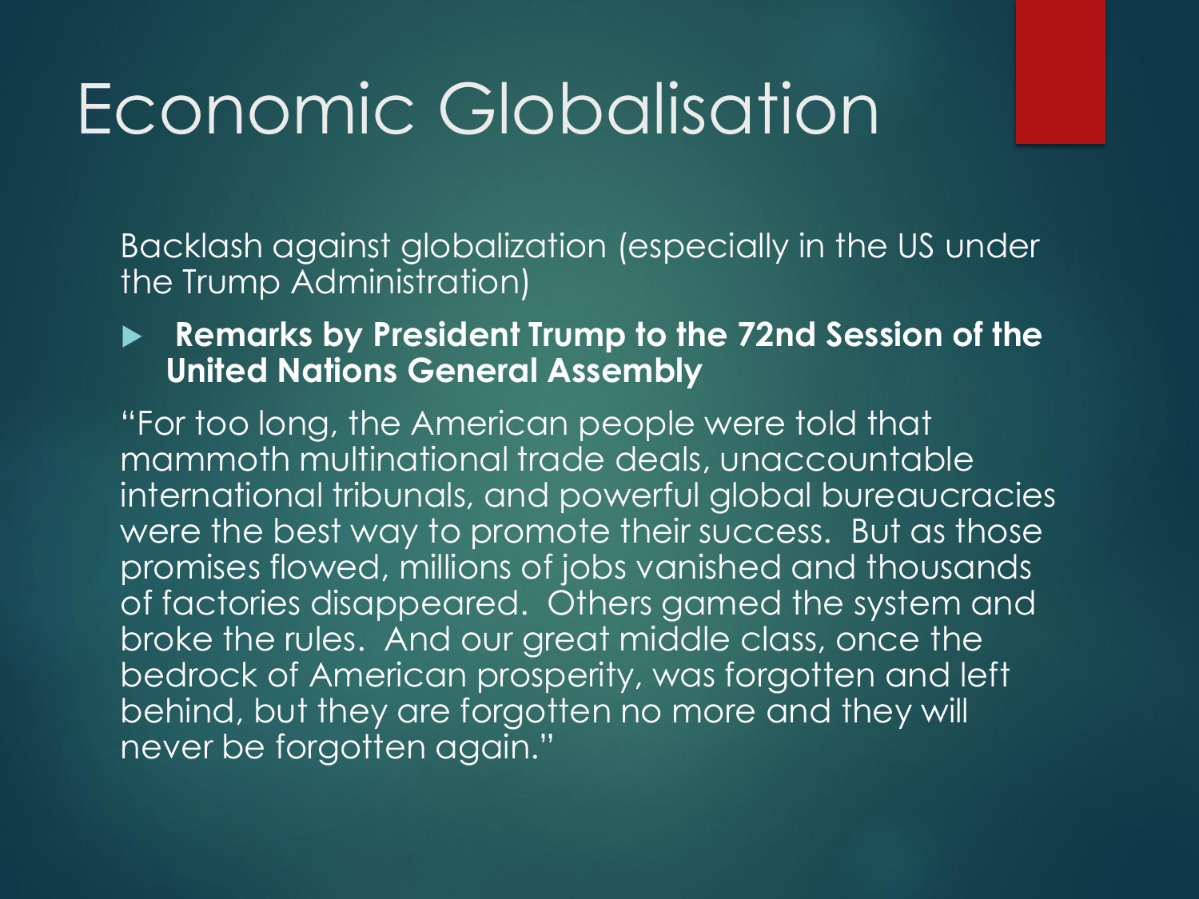# Economic Globalisation

Backlash against globalization (especially in the US under the Trump Administration)

- **Remarks by President Trump to the 72nd Session of the United Nations General Assembly**

"For too long, the American people were told that mammoth multinational trade deals, unaccountable international tribunals, and powerful global bureaucracies were the best way to promote their success. But as those promises flowed, millions of jobs vanished and thousands of factories disappeared. Others gamed the system and broke the rules. And our great middle class, once the bedrock of American prosperity, was forgotten and left behind, but they are forgotten no more and they will never be forgotten again."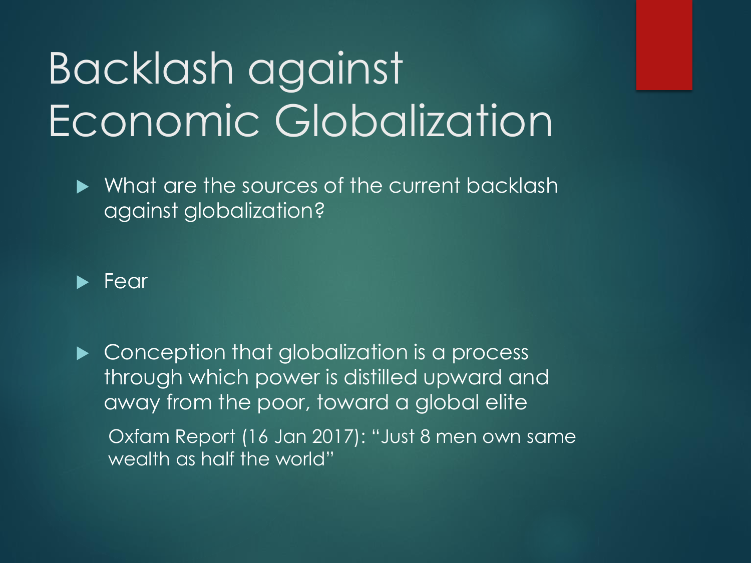# Backlash against Economic Globalization

- What are the sources of the current backlash against globalization?

- Fear

- Conception that globalization is a process through which power is distilled upward and away from the poor, toward a global elite

  Oxfam Report (16 Jan 2017): "Just 8 men own same wealth as half the world"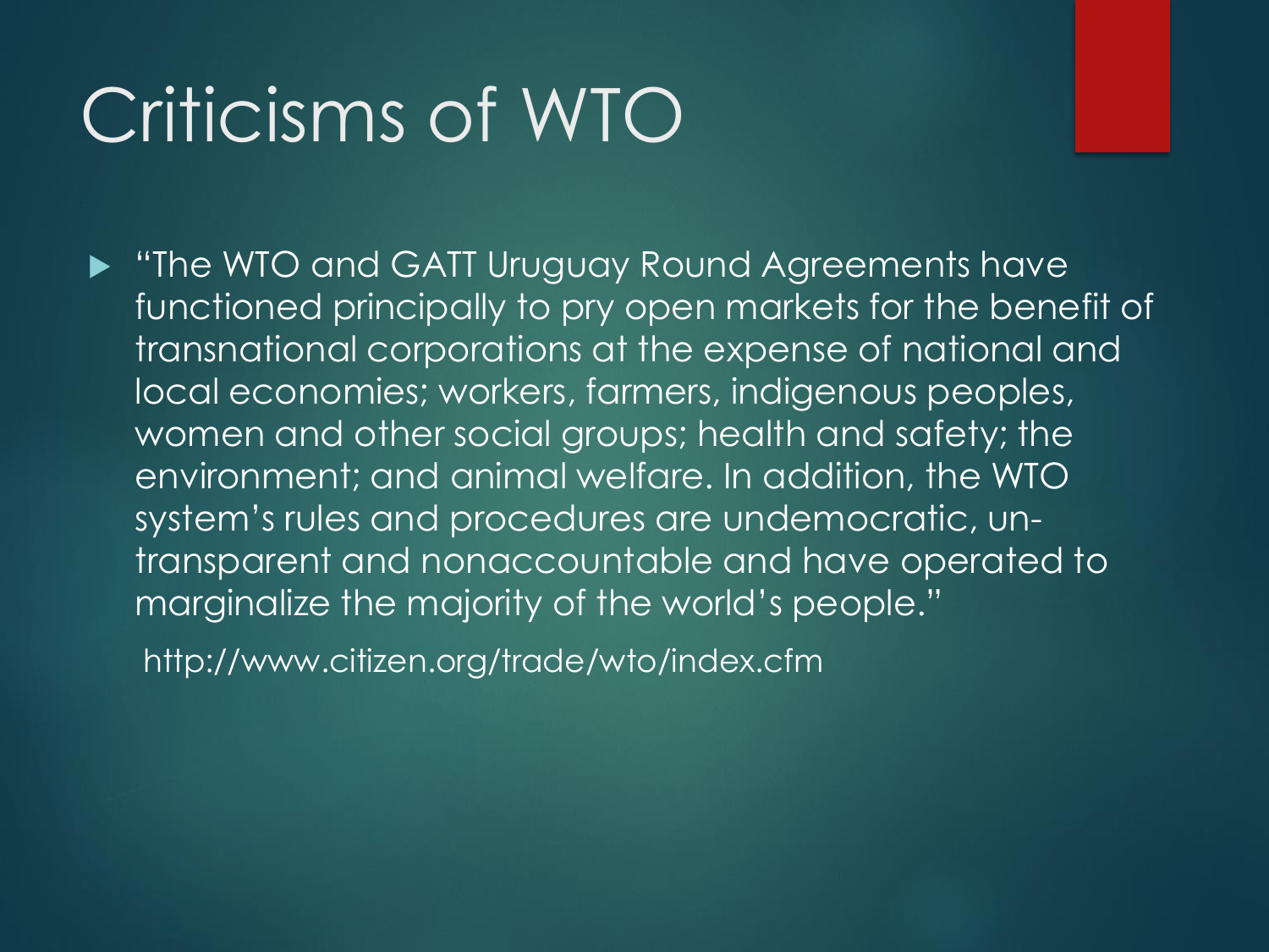# Criticisms of WTO

- “The WTO and GATT Uruguay Round Agreements have functioned principally to pry open markets for the benefit of transnational corporations at the expense of national and local economies; workers, farmers, indigenous peoples, women and other social groups; health and safety; the environment; and animal welfare. In addition, the WTO system’s rules and procedures are undemocratic, un-transparent and nonaccountable and have operated to marginalize the majority of the world’s people.”

  http://www.citizen.org/trade/wto/index.cfm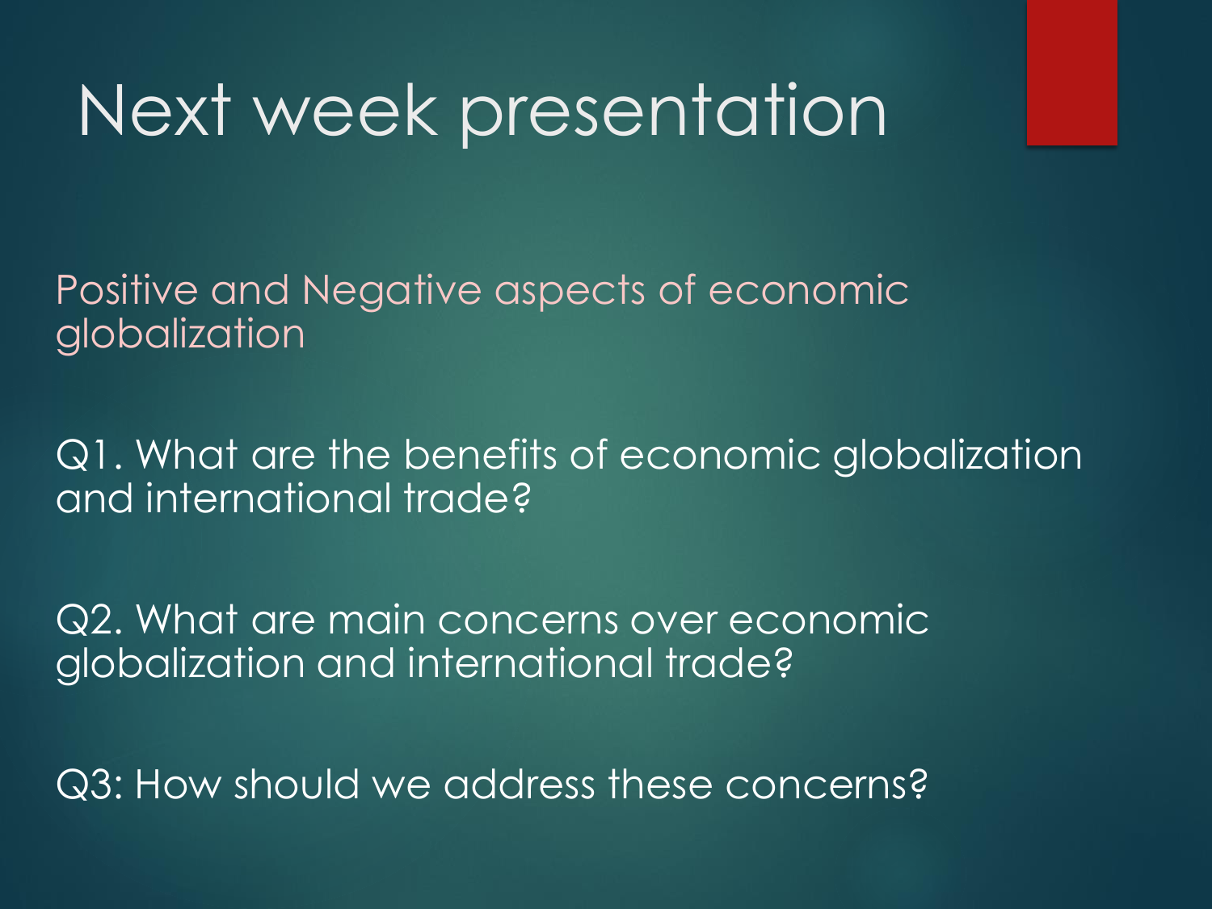# Next week presentation

Positive and Negative aspects of economic globalization

Q1. What are the benefits of economic globalization and international trade?

Q2. What are main concerns over economic globalization and international trade?

Q3: How should we address these concerns?